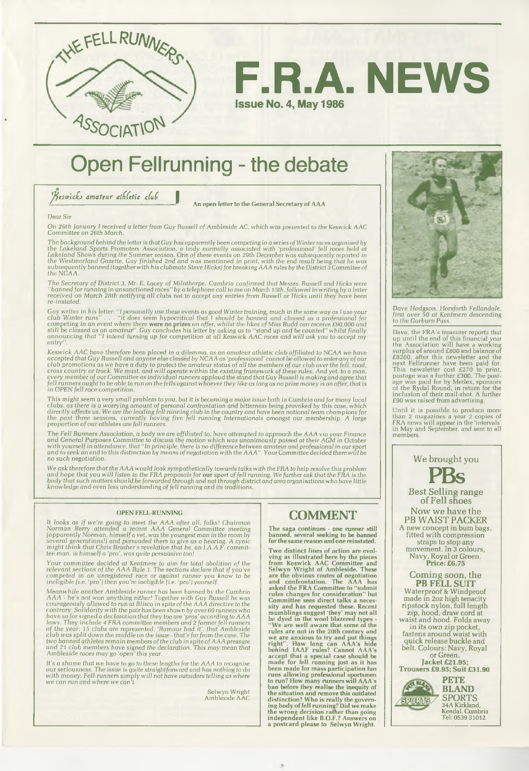# F.R.A. NEWS

**Issue No. 4, May 1986**

# Open Fellrunning - the debate

*Keswick amateur athletic club*

**An open letter to the General Secretary of AAA**

*Dear Sir*

*On 26th January I received a letter from Guy Russell of Ambleside AC, which was presented to the Keswick AAC Committee on 26th March.*

*The background behind the letter is that Guy has apparently been competing in a series of Winter races organised by the Lakeland Sports Promoters Association, a body normally associated with 'professional' fell races held at Lakeland Shows during the Summer season. One of these events on 29th December was subsequently reported in the Westmorland Gazette, Guy finished 2nd and was mentioned in print, with the end result being that he was subsequently banned (together with his clubmate Steve Hicks) for breaking AAA rules by the District 3 Commitee of the NCAA.*

*The Secretary of District 3, Mr. E. Lacey of Milnthorpe, Cumbria confirmed that Messrs. Russell and Hicks were "banned for running in unsanctioned races" by a telephone call to me on March 15th, followed in writing by a letter received on March 28th notifying all clubs not to accept any entries from Russell or Hicks until they have been re-instated.*

*Guy writes in his letter: "I personally use these events as good Winter training, much in the same way as I use your club Winter runs" . . . "it does seem hypocritical that I should be banned and classed as a professional for competing in an event where there* **were no prizes** *on offer, whilst the likes of Miss Budd can receive £90,000 and still be classed as an amateur". Guy concludes his letter by asking us to "stand up and be counted" whilst finally announcing that "I intend turning up for competition at all Keswick AAC races and will ask you to accept my entry".*

*Keswick AAC have therefore been placed in a dilemma, as an amateur athletic club affiliated to NCAA we have accepted that Guy Russell and anyone else classed by NCAA as 'professional' cannot be allowed to enter any of our club promotions as we have a duty to protect the amateur status of all the members of our club over the fell, road, cross country or track. We must, and will operate within the existing framework of these rules. And yet, to a man, every member of our Committee as individual runners applaud the stand that Guy Russell is making and agree that fell runners ought to be able to run on the fells against whoever they like as long as no prize money is on offer, that is in OPEN fell race competition.*

*This might seem a very small problem to you, but it is becoming a major issue both in Cumbria and for many local clubs, as there is a worrying amount of personal confrontation and bitterness being provoked by this case, which directly affects us. We are the leading fell running club in the country and have been national team champions for the past three seasons, currently having five fell running Internationals amongst our membership. A large proportion of our athletes are fell runners.*

*The Fell Runners Association, a body we are affiliated to, have attempted to approach the AAA via your Finance and General Purposes Committee to discuss the motion which was unanimously passed at their AGM in October with yourself in attendance, that "In principle, there is no difference between amateur and professional in our sport and to seek an end to this distinction by means of negotiation with the AAA". Your Committee decided there will be no such negotiation.*

*We ask therefore that the AAA would look sympathetically towards talks with the FRA to help resolve this problem and hope that you will listen to the FRA proposals for* **our** *sport of fell running. We further ask that the FRA is the body that such matters should be forwarded through and not through district and area organisations who have little knowledge and even less understanding of fell running and its traditions.*

### OPEN FELL-RUNNING

*It looks as if we're going to meet the AAA after all, folks! Chairman Norman Berry attended a recent AAA General Committee meeting (apparently Norman, himself a vet, was the youngest man in the room by several generations!) and persuaded them to give us a hearing. A cynic might think that Chris Brasher's revelation that he, an I.A.A.F. committee man, is himself a 'pro', was quite persuasive too!*

*Your committee decided at Kentmere to aim for total abolition of the relevant sections of the AAA Rule 1. The sections declare that if you've competed in an unregistered race or against runner you know to be ineligible (i.e. 'pro') then you're ineligible (i.e. 'pro') yourself.*

*Meanwhile another Ambleside runner has been banned by the Cumbria AAA - he's not won anything either! Together with Guy Russell he was courageously allowed to run at Blisco in spite of the AAA directive to the contrary. Solidarity with the pair has been shown by over 60 runners who have so far signed a declaration that they too are 'pros' according to AAA laws. They include 4 FRA committee members and 2 former fell runners of the year; 15 clubs are represented. 'Rumour had it', that Ambleside club was split down the middle on the issue - that's far from the case. The two banned athletes remain members of the club in spite of AAA pressure and 21 club members have signed the declaration. This may mean that Ambleside races may go 'open' this year.*

*It's a shame that we have to go to these lengths for the AAA to recognise our seriousness. The issue is quite straightforward and has nothing to do with money. Fell-runners simply will not have outsiders telling us where we can run and where we can't.*

Selwyn Wright
Ambleside AAC

## COMMENT

**The saga continues - one runner still banned, several seeking to be banned for the same reason and one reinstated.**

**Two distinct lines of action are evolving as illustrated here by the pieces from Keswick AAC Committee and Selwyn Wright of Ambleside. These are the obvious routes of negotiation and confrontation. The AAA has asked the FRA Committee to "submit rules changes for consideration" but Committee sees direct talks a necessity and has requested these. Recent mumblings suggest 'they' may not all be dyed in the wool blazered types - "We are well aware that some of the rules are not in the 20th century and we are anxious to try and put things right". How long can AAA's hide behind IAAF rules? Cannot AAA's accept that a special case should be made for fell running just as it has been made for mass participation fun runs allowing professional sportsmen to run? How many runners will AAA's ban before they realise the inequity of the situation and remove this outdated distinction? Who is really the governing body of fell running? Did we make the wrong decision rather than going independent like B.O.F.? Answers on a postcard please to Selwyn Wright.**

*Dave Hodgson, Horsforth Fellandale, first over 50 at Kentmere descending to the Garburn Pass.*

Dave, the FRA's treasurer reports that up until the end of this financial year the Association will have a working surplus of around £800 and balance of £8200, after this newsletter and the next Fellrunner have been paid for. This newsletter cost £270 to print, postage was a further £300. The postage was paid for by Metlex, sponsors of the Rydal Round, in return for the inclusion of their mail-shot. A further £90 was raised from advertising.

Until it is possible to produce more than 2 magazines a year 2 copies of FRA news will appear in the 'intervals' in May and September, and sent to all members.

We brought you

**PBs**

Best Selling range of Fell shoes

Now we have the
**PB WAIST PACKER**
A new concept in bum bags, fitted with compression straps to stop any movement. In 3 colours, Navy, Royal or Green.
**Price: £6.75**

Coming soon, the
**PB FELL SUIT**
Waterproof & Windproof made in 2oz high tenacity ripstock nylon, full length zip, hood, draw cord at waist and hood. Folds away in its own zip pocket, fastens around waist with quick release buckle and belt. Colours: Navy, Royal or Green.
**Jacket £21.95; Trousers £9.95; Suit £31.90**

**PETE BLAND SPORTS**
34A Kirkland, Kendal, Cumbria
Tel: 0539 31012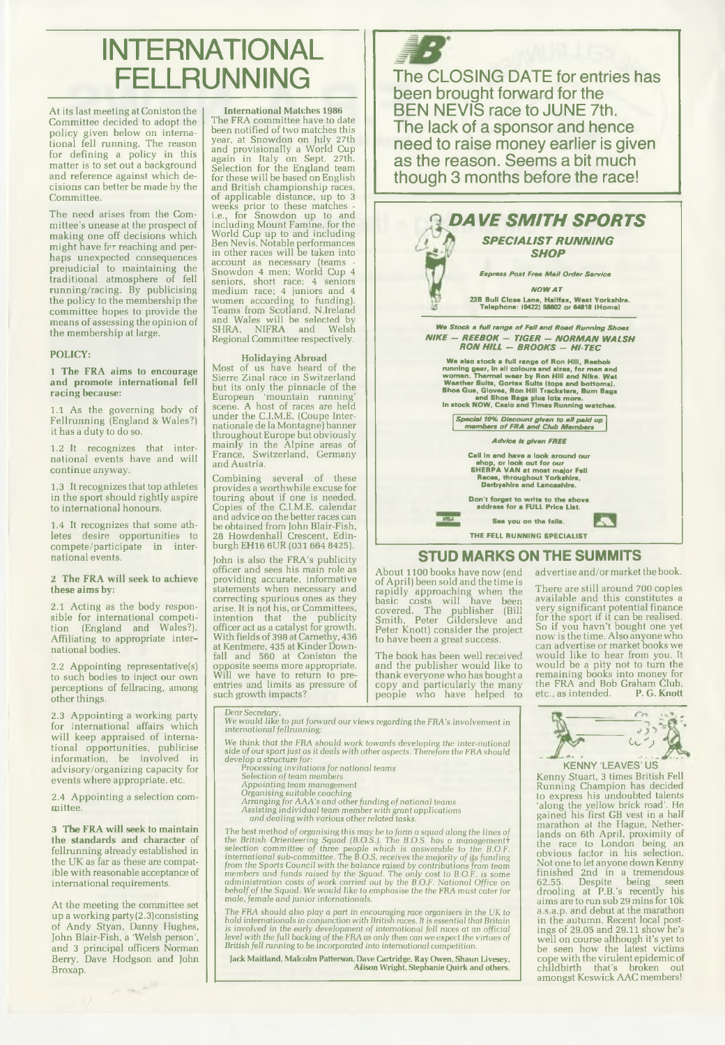# INTERNATIONAL FELLRUNNING

At its last meeting at Coniston the Committee decided to adopt the policy given below on international fell running. The reason for defining a policy in this matter is to set out a background and reference against which decisions can better be made by the Committee.

The need arises from the Committee's unease at the prospect of making one off decisions which might have far reaching and perhaps unexpected consequences prejudicial to maintaining the traditional atmosphere of fell running/racing. By publicising the policy to the membership the committee hopes to provide the means of assessing the opinion of the membership at large.

### POLICY:

**1 The FRA aims to encourage and promote international fell racing because:**

1.1 As the governing body of Fellrunning (England & Wales?) it has a duty to do so.

1.2 It recognizes that international events have and will continue anyway.

1.3 It recognizes that top athletes in the sport should rightly aspire to international honours.

1.4 It recognizes that some athletes desire opportunities to compete/participate in international events.

**2 The FRA will seek to achieve these aims by:**

2.1 Acting as the body responsible for international competition (England and Wales?). Affiliating to appropriate international bodies.

2.2 Appointing representative(s) to such bodies to inject our own perceptions of fellracing, among other things.

2.3 Appointing a working party for international affairs which will keep appraised of international opportunities, publicise information, be involved in advisory/organizing capacity for events where appropriate, etc.

2.4 Appointing a selection committee.

**3 The FRA will seek to maintain the standards and character** of fellrunning already established in the UK as far as these are compatible with reasonable acceptance of international requirements.

At the meeting the committee set up a working party (2.3) consisting of Andy Styan, Danny Hughes, John Blair-Fish, a 'Welsh person', and 3 principal officers Norman Berry, Dave Hodgson and John Broxap.

**International Matches 1986**

The FRA committee have to date been notified of two matches this year, at Snowdon on July 27th and provisionally a World Cup again in Italy on Sept. 27th. Selection for the England team for these will be based on English and British championship races, of applicable distance, up to 3 weeks prior to these matches - i.e., for Snowdon up to and including Mount Famine, for the World Cup up to and including Ben Nevis. Notable performances in other races will be taken into account as necessary (teams - Snowdon 4 men; World Cup 4 seniors, short race; 4 seniors medium race; 4 juniors and 4 women according to funding). Teams from Scotland, N.Ireland and Wales will be selected by SHRA, NIFRA and Welsh Regional Committee respectively.

**Holidaying Abroad**

Most of us have heard of the Sierre Zinal race in Switzerland but its only the pinnacle of the European 'mountain running' scene. A host of races are held under the C.I.M.E. (Coupe Internationale de la Montagne) banner throughout Europe but obviously mainly in the Alpine areas of France, Switzerland, Germany and Austria.

Combining several of these provides a worthwhile excuse for touring about if one is needed. Copies of the C.I.M.E. calendar and advice on the better races can be obtained from John Blair-Fish, 28 Howdenhall Crescent, Edinburgh EH16 6UR (031 664 8425).

John is also the FRA's publicity officer and sees his main role as providing accurate, informative statements when necessary and correcting spurious ones as they arise. It is not his, or Committees, intention that the publicity officer act as a catalyst for growth. With fields of 398 at Carnethy, 436 at Kentmere, 435 at Kinder Downfall and 560 at Coniston the opposite seems more appropriate. Will we have to return to pre-entries and limits as pressure of such growth impacts?

The CLOSING DATE for entries has been brought forward for the BEN NEVIS race to JUNE 7th. The lack of a sponsor and hence need to raise money earlier is given as the reason. Seems a bit much though 3 months before the race!

**DAVE SMITH SPORTS**
**SPECIALIST RUNNING SHOP**

*Express Post Free Mail Order Service*

**NOW AT**
23B Bull Close Lane, Halifax, West Yorkshire.
Telephone: (0422) 58802 or 64818 (Home)

We Stock a full range of Fell and Road Running Shoes
NIKE — REEBOK — TIGER — NORMAN WALSH
RON HILL — BROOKS — HI-TEC

We also stock a full range of Ron Hill, Reebok running gear, in all colours and sizes, for men and women. Thermal wear by Ron Hill and Nike. Wet Weather Suits, Gortex Suits (tops and bottoms). Shoe Gue, Gloves, Ron Hill Tracksters, Bum Bags and Shoe Bags plus lots more. In stock NOW, Casio and Timex Running watches.

*Special 10% Discount given to all paid up members of FRA and Club Members*

*Advice is given FREE*

Call in and have a look around our shop, or look out for our SHERPA VAN at most major Fell Races, throughout Yorkshire, Derbyshire and Lancashire.

Don't forget to write to the above address for a FULL Price List.

See you on the fells.

THE FELL RUNNING SPECIALIST

## STUD MARKS ON THE SUMMITS

About 1100 books have now (end of April) been sold and the time is rapidly approaching when the basic costs will have been covered. The publisher (Bill Smith, Peter Gildersleve and Peter Knott) consider the project to have been a great success.

The book has been well received and the publisher would like to thank everyone who has bought a copy and particularly the many people who have helped to advertise and/or market the book.

There are still around 700 copies available and this constitutes a very significant potential finance for the sport if it can be realised. So if you havn't bought one yet now is the time. Also anyone who can advertise or market books we would like to hear from you. It would be a pity not to turn the remaining books into money for the FRA and Bob Graham Club, etc., as intended. **P. G. Knott**

*Dear Secretary,*
*We would like to put forward our views regarding the FRA's involvement in international fellrunning:*

*We think that the FRA should work towards developing the inter-national side of our sport just as it deals with other aspects. Therefore the FRA should develop a structure for:*
*Processing invitations for national teams*
*Selection of team members*
*Appointing team management*
*Organising suitable coaching*
*Arranging for AAA's and other funding of national teams*
*Assisting individual team member with grant applications and dealing with various other related tasks.*

*The best method of organising this may be to form a squad along the lines of the British Orienteering Squad (B.O.S.). The B.O.S. has a management selection committee of three people which is answerable to the B.O.F. international sub-committee. The B.O.S. receives the majority of its funding from the Sports Council with the balance raised by contributions from team members and funds raised by the Squad. The only cost to B.O.F. is some administration costs of work carried out by the B.O.F. National Office on behalf of the Squad. We would like to emphasise the the FRA must cater for male, female and junior internationals.*

*The FRA should also play a part in encouraging race organisers in the UK to hold internationals in conjunction with British races. It is essential that Britain is involved in the early development of international fell races at an official level with the full backing of the FRA as only then can we expect the virtues of British fell running to be incorporated into international competition.*

**Jack Maitland, Malcolm Patterson, Dave Cartridge, Ray Owen, Shaun Livesey, Alison Wright, Stephanie Quirk and others.**

### KENNY 'LEAVES' US

Kenny Stuart, 3 times British Fell Running Champion has decided to express his undoubted talents 'along the yellow brick road'. He gained his first GB vest in a half marathon at the Hague, Netherlands on 6th April, proximity of the race to London being an obvious factor in his selection. Not one to let anyone down Kenny finished 2nd in a tremendous 62.55. Despite being seen drooling at P.B.'s recently his aims are to run sub 29 mins for 10k a.s.a.p. and debut at the marathon in the autumn. Recent local postings of 29.05 and 29.11 show he's well on course although it's yet to be seen how the latest victims cope with the virulent epidemic of childbirth that's broken out amongst Keswick AAC members!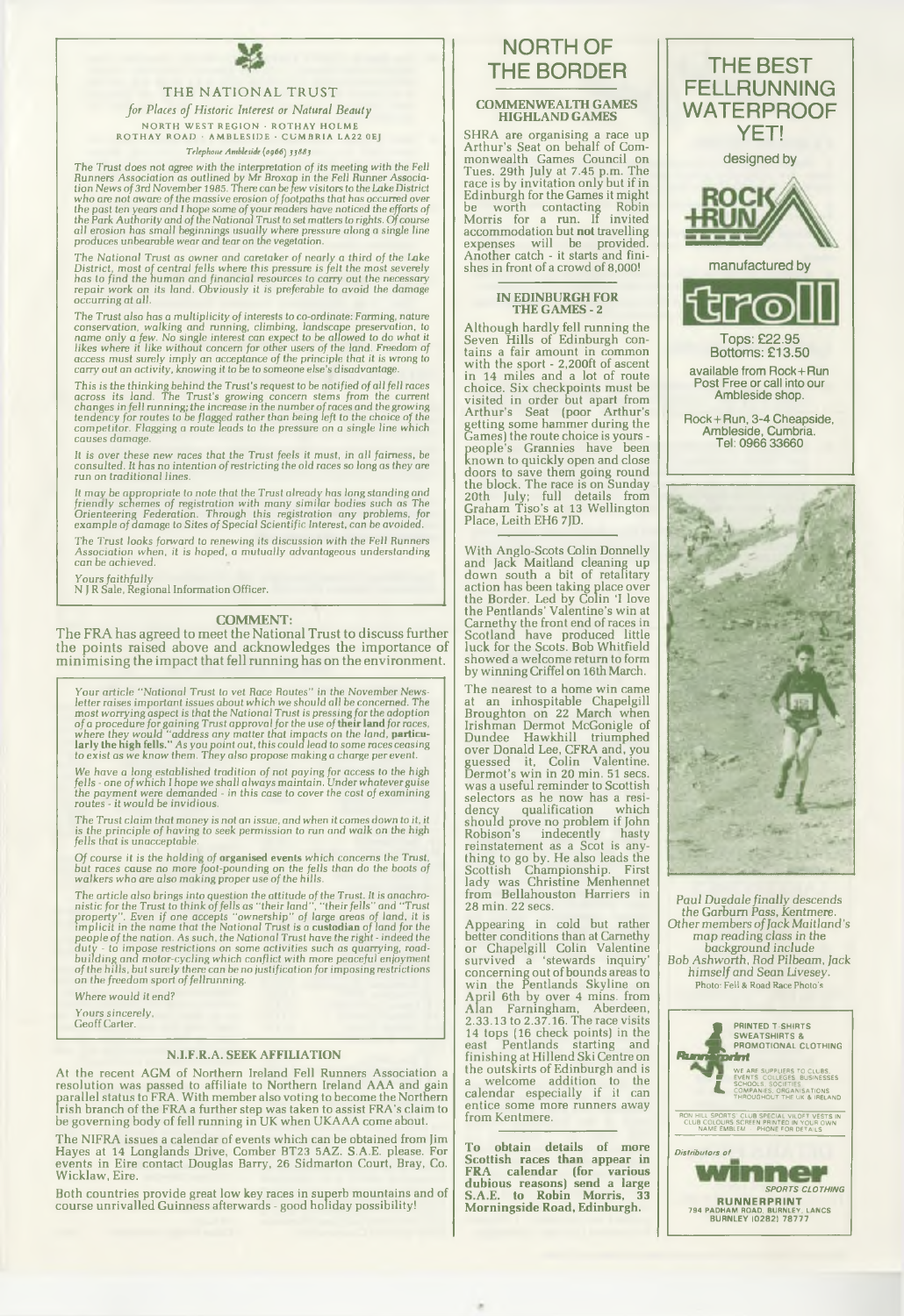THE NATIONAL TRUST

*for Places of Historic Interest or Natural Beauty*

NORTH WEST REGION · ROTHAY HOLME
ROTHAY ROAD · AMBLESIDE · CUMBRIA LA22 0EJ

*Telephone Ambleside (0966) 33883*

*The Trust does not agree with the interpretation of its meeting with the Fell Runners Association as outlined by Mr Broxap in the Fell Runner Association News of 3rd November 1985. There can be few visitors to the Lake District who are not aware of the massive erosion of footpaths that has occurred over the past ten years and I hope some of your readers have noticed the efforts of the Park Authority and of the National Trust to set matters to rights. Of course all erosion has small beginnings usually where pressure along a single line produces unbearable wear and tear on the vegetation.*

*The National Trust as owner and caretaker of nearly a third of the Lake District, most of central fells where this pressure is felt the most severely has to find the human and financial resources to carry out the necessary repair work on its land. Obviously it is preferable to avoid the damage occurring at all.*

*The Trust also has a multiplicity of interests to co-ordinate: Farming, nature conservation, walking and running, climbing, landscape preservation, to name only a few. No single interest can expect to be allowed to do what it likes where it like without concern for other users of the land. Freedom of access must surely imply an acceptance of the principle that it is wrong to carry out an activity, knowing it to be to someone else's disadvantage.*

*This is the thinking behind the Trust's request to be notified of all fell races across its land. The Trust's growing concern stems from the current changes in fell running; the increase in the number of races and the growing tendency for routes to be flagged rather than being left to the choice of the competitor. Flagging a route leads to the pressure on a single line which causes damage.*

*It is over these new races that the Trust feels it must, in all fairness, be consulted. It has no intention of restricting the old races so long as they are run on traditional lines.*

*It may be appropriate to note that the Trust already has long standing and friendly schemes of registration with many similar bodies such as The Orienteering Federation. Through this registration any problems, for example of damage to Sites of Special Scientific Interest, can be avoided.*

*The Trust looks forward to renewing its discussion with the Fell Runners Association when, it is hoped, a mutually advantageous understanding can be achieved.*

*Yours faithfully*
N J R Sale, Regional Information Officer.

## COMMENT:

The FRA has agreed to meet the National Trust to discuss further the points raised above and acknowledges the importance of minimising the impact that fell running has on the environment.

*Your article "National Trust to vet Race Routes" in the November Newsletter raises important issues about which we should all be concerned. The most worrying aspect is that the National Trust is pressing for the adoption of a procedure for gaining Trust approval for the use of **their land** for races, where they would "address any matter that impacts on the land, **particularly the high fells**." As you point out, this could lead to some races ceasing to exist as we know them. They also propose making a charge per event.*

*We have a long established tradition of not paying for access to the high fells - one of which I hope we shall always maintain. Under whatever guise the payment were demanded - in this case to cover the cost of examining routes - it would be invidious.*

*The Trust claim that money is not an issue, and when it comes down to it, it is the principle of having to seek permission to run and walk on the high fells that is unacceptable.*

*Of course it is the holding of **organised events** which concerns the Trust, but races cause no more foot-pounding on the fells than do the boots of walkers who are also making proper use of the hills.*

*The article also brings into question the attitude of the Trust. It is anachronistic for the Trust to think of fells as "their land", "their fells" and "Trust property". Even if one accepts "ownership" of large areas of land, it is implicit in the name that the National Trust is a **custodian** of land for the people of the nation. As such, the National Trust have the right - indeed the duty - to impose restrictions on some activities such as quarrying, road-building and motor-cycling which conflict with more peaceful enjoyment of the hills, but surely there can be no justification for imposing restrictions on the freedom sport of fellrunning.*

*Where would it end?*

*Yours sincerely,*
Geoff Carter.

### N.I.F.R.A. SEEK AFFILIATION

At the recent AGM of Northern Ireland Fell Runners Association a resolution was passed to affiliate to Northern Ireland AAA and gain parallel status to FRA. With member also voting to become the Northern Irish branch of the FRA a further step was taken to assist FRA's claim to be governing body of fell running in UK when UKAAA come about.

The NIFRA issues a calendar of events which can be obtained from Jim Hayes at 14 Longlands Drive, Comber BT23 5AZ. S.A.E. please. For events in Eire contact Douglas Barry, 26 Sidmarton Court, Bray, Co. Wicklaw, Eire.

Both countries provide great low key races in superb mountains and of course unrivalled Guinness afterwards - good holiday possibility!

# NORTH OF THE BORDER

### COMMENWEALTH GAMES HIGHLAND GAMES

SHRA are organising a race up Arthur's Seat on behalf of Commonwealth Games Council on Tues. 29th July at 7.45 p.m. The race is by invitation only but if in Edinburgh for the Games it might be worth contacting Robin Morris for a run. If invited accommodation but **not** travelling expenses will be provided. Another catch - it starts and finishes in front of a crowd of 8,000!

### IN EDINBURGH FOR THE GAMES - 2

Although hardly fell running the Seven Hills of Edinburgh contains a fair amount in common with the sport - 2,200ft of ascent in 14 miles and a lot of route choice. Six checkpoints must be visited in order but apart from Arthur's Seat (poor Arthur's getting some hammer during the Games) the route choice is yours - people's Grannies have been known to quickly open and close doors to save them going round the block. The race is on Sunday 20th July; full details from Graham Tiso's at 13 Wellington Place, Leith EH6 7JD.

With Anglo-Scots Colin Donnelly and Jack Maitland cleaning up down south a bit of retaliatory action has been taking place over the Border. Led by Colin 'I love the Pentlands' Valentine's win at Carnethy the front end of races in Scotland have produced little luck for the Scots. Bob Whitfield showed a welcome return to form by winning Criffel on 16th March.

The nearest to a home win came at an inhospitable Chapelgill Broughton on 22 March when Irishman Dermot McGonigle of Dundee Hawkhill triumphed over Donald Lee, CFRA and, you guessed it, Colin Valentine. Dermot's win in 20 min. 51 secs. was a useful reminder to Scottish selectors as he now has a residency qualification which should prove no problem if John Robison's indecently hasty reinstatement as a Scot is anything to go by. He also leads the Scottish Championship. First lady was Christine Menhennet from Bellahouston Harriers in 28 min. 22 secs.

Appearing in cold but rather better conditions than at Carnethy or Chapelgill Colin Valentine survived a 'stewards inquiry' concerning out of bounds areas to win the Pentlands Skyline on April 6th by over 4 mins. from Alan Farningham, Aberdeen, 2.33.13 to 2.37.16. The race visits 14 tops (16 check points) in the east Pentlands starting and finishing at Hillend Ski Centre on the outskirts of Edinburgh and is a welcome addition to the calendar especially if it can entice some more runners away from Kentmere.

**To obtain details of more Scottish races than appear in FRA calendar (for various dubious reasons) send a large S.A.E. to Robin Morris, 33 Morningside Road, Edinburgh.**

# THE BEST FELLRUNNING WATERPROOF YET!

designed by

ROCK + RUN

manufactured by

troll

Tops: £22.95
Bottoms: £13.50

available from Rock + Run Post Free or call into our Ambleside shop.

Rock + Run, 3-4 Cheapside, Ambleside, Cumbria. Tel: 0966 33660

*Paul Duedale finally descends the Garburn Pass, Kentmere. Other members of Jack Maitland's map reading class in the background include Bob Ashworth, Rod Pilbeam, Jack himself and Sean Livesey.*
Photo: Fell & Road Race Photo's

PRINTED T SHIRTS
SWEATSHIRTS &
PROMOTIONAL CLOTHING

Runnerprint

WE ARE SUPPLIERS TO CLUBS, EVENTS, COLLEGES, BUSINESSES, SCHOOLS, SOCIETIES, COMPANIES, ORGANISATIONS THROUGHOUT THE UK & IRELAND

RON HILL SPORTS · CLUB SPECIAL VILOFT VESTS IN CLUB COLOURS SCREEN PRINTED IN YOUR OWN NAME EMBLEM · PHONE FOR DETAILS

Distributors of

winner
SPORTS CLOTHING

RUNNERPRINT
794 PADHAM ROAD, BURNLEY, LANCS
BURNLEY (0282) 78777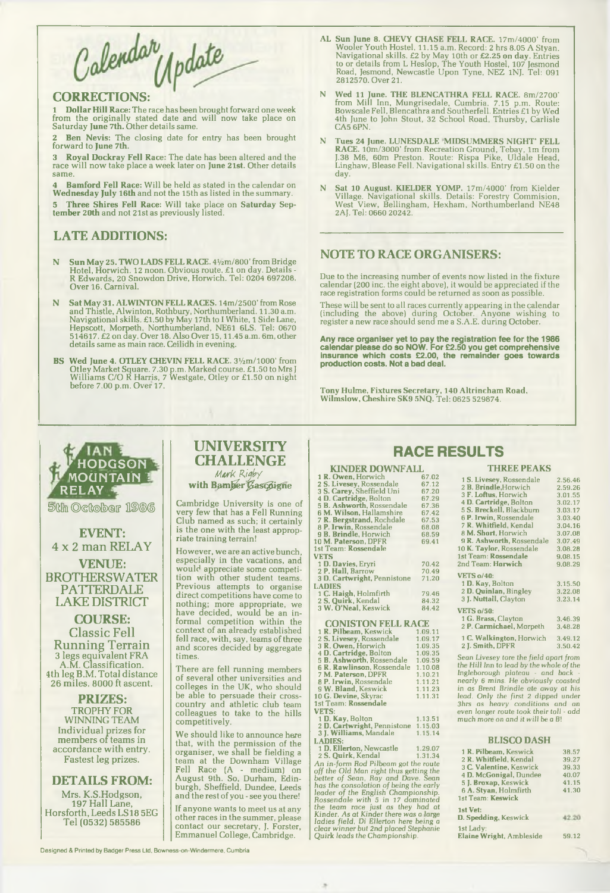# Calendar Update

## CORRECTIONS:

1 **Dollar Hill Race:** The race has been brought forward one week from the originally stated date and will now take place on Saturday **June 7th.** Other details same.

2 **Ben Nevis:** The closing date for entry has been brought forward to **June 7th.**

3 **Royal Dockray Fell Race:** The date has been altered and the race will now take place a week later on **June 21st.** Other details same.

4 **Bamford Fell Race:** Will be held as stated in the calendar on **Wednesday July 16th** and not the 15th as listed in the summary.

5 **Three Shires Fell Race:** Will take place on **Saturday September 20th** and not 21st as previously listed.

## LATE ADDITIONS:

- **N Sun May 25. TWO LADS FELL RACE.** 4½m/800' from Bridge Hotel, Horwich. 12 noon. Obvious route. £1 on day. Details - R Edwards, 20 Snowdon Drive, Horwich. Tel: 0204 697208. Over 16. Carnival.

- **N Sat May 31. ALWINTON FELL RACES.** 14m/2500' from Rose and Thistle, Alwinton, Rothbury, Northumberland. 11.30 a.m. Navigational skills. £1.50 by May 17th to I White, 1 Side Lane, Hepscott, Morpeth, Northumberland, NE61 6LS. Tel: 0670 514617. £2 on day. Over 18. Also Over 15, 11.45 a.m. 6m, other details same as main race. Ceilidh in evening.

- **BS Wed June 4. OTLEY CHEVIN FELL RACE.** 3½m/1000' from Otley Market Square. 7.30 p.m. Marked course. £1.50 to Mrs J Williams C/O R Harris, 7 Westgate, Otley or £1.50 on night before 7.00 p.m. Over 17.

- **AL Sun June 8. CHEVY CHASE FELL RACE.** 17m/4000' from Wooler Youth Hostel. 11.15 a.m. Record: 2 hrs 8.05 A Styan. Navigational skills. £2 by May 10th or **£2.25 on day.** Entries to or details from L Heslop, The Youth Hostel, 107 Jesmond Road, Jesmond, Newcastle Upon Tyne, NEZ 1NJ. Tel: 091 2812570. Over 21.

- **N Wed 11 June. THE BLENCATHRA FELL RACE.** 8m/2700' from Mill Inn, Mungrisedale, Cumbria. 7.15 p.m. Route: Bowscale Fell, Blencathra and Southerfell. Entries £1 by Wed 4th June to John Stout, 32 School Road, Thursby, Carlisle CA5 6PN.

- **N Tues 24 June. LUNESDALE 'MIDSUMMERS NIGHT' FELL RACE.** 10m/3000' from Recreation Ground, Tebay, 1m from J.38 M6, 60m Preston. Route: Rispa Pike, Uldale Head, Linghaw, Blease Fell. Navigational skills. Entry £1.50 on the day.

- **N Sat 10 August. KIELDER YOMP.** 17m/4000' from Kielder Village. Navigational skills. Details: Forestry Commision, West View, Bellingham, Hexham, Northumberland NE48 2AJ. Tel: 0660 20242.

## NOTE TO RACE ORGANISERS:

Due to the increasing number of events now listed in the fixture calendar (200 inc. the eight above), it would be appreciated if the race registration forms could be returned as soon as possible.

These will be sent to all races currently appearing in the calendar (including the above) during October. Anyone wishing to register a new race should send me a S.A.E. during October.

**Any race organiser yet to pay the registration fee for the 1986 calendar please do so NOW. For £2.50 you get comprehensive insurance which costs £2.00, the remainder goes towards production costs. Not a bad deal.**

Tony Hulme, Fixtures Secretary, 140 Altrincham Road, Wilmslow, Cheshire SK9 5NQ. Tel: 0625 529874.

---

## IAN HODGSON MOUNTAIN RELAY

5th October 1986

**EVENT:**
4 x 2 man RELAY

**VENUE:**
BROTHERSWATER PATTERDALE LAKE DISTRICT

**COURSE:**
Classic Fell Running Terrain
3 legs equivalent FRA A.M. Classification.
4th leg B.M. Total distance 26 miles. 8000 ft ascent.

**PRIZES:**
TROPHY FOR WINNING TEAM
Individual prizes for members of teams in accordance with entry.
Fastest leg prizes.

**DETAILS FROM:**
Mrs. K.S.Hodgson,
197 Hall Lane,
Horsforth, Leeds LS18 5EG
Tel (0532) 585586

---

## UNIVERSITY CHALLENGE

*Mark Rigby*
**with Bamber Gascoigne**

Cambridge University is one of very few that has a Fell Running Club named as such; it certainly is the one with the least appropriate training terrain!

However, we are an active bunch, especially in the vacations, and would appreciate some competition with other student teams. Previous attempts to organise direct competitions have come to nothing; more appropriate, we have decided, would be an informal competition within the context of an already established fell race, with, say, teams of three and scores decided by aggregate times.

There are fell running members of several other universities and colleges in the UK, who should be able to persuade their cross-country and athletic club team colleagues to take to the hills competitively.

We should like to announce here that, with the permission of the organiser, we shall be fielding a team at the Downham Village Fell Race (A - medium) on August 9th. So, Durham, Edinburgh, Sheffield, Dundee, Leeds and the rest of you - see you there!

If anyone wants to meet us at any other races in the summer, please contact our secretary, J. Forster, Emmanuel College, Cambridge.

---

# RACE RESULTS

### KINDER DOWNFALL

| | |
|---|---|
| 1 R. Owen, Horwich | 67.02 |
| 2 S. Livesey, Rossendale | 67.12 |
| 3 S. Carey, Sheffield Uni | 67.20 |
| 4 D. Cartridge, Bolton | 67.29 |
| 5 B. Ashworth, Rossendale | 67.36 |
| 6 M. Wilson, Hallamshire | 67.42 |
| 7 R. Bergstrand, Rochdale | 67.53 |
| 8 P. Irwin, Rossendale | 68.08 |
| 9 B. Brindle, Horwich | 68.59 |
| 10 M. Paterson, DPFR | 69.41 |
| 1st Team: Rossendale | |
| **VETS** | |
| 1 D. Davies, Eryri | 70.42 |
| 2 P. Hall, Barrow | 70.49 |
| 3 D. Cartwright, Pennistone | 71.20 |
| **LADIES** | |
| 1 C. Haigh, Holmfirth | 79.46 |
| 2 S. Quirk, Kendal | 84.32 |
| 3 W. O'Neal, Keswick | 84.42 |

### CONISTON FELL RACE

| | |
|---|---|
| 1 R. Pilbeam, Keswick | 1.09.11 |
| 2 S. Livesey, Rossendale | 1.09.17 |
| 3 R. Owen, Horwich | 1.09.35 |
| 4 D. Cartridge, Bolton | 1.09.35 |
| 5 B. Ashworth, Rossendale | 1.09.59 |
| 6 R. Rawlinson, Rossendale | 1.10.08 |
| 7 M. Paterson, DPFR | 1.10.21 |
| 8 P. Irwin, Rossendale | 1.11.21 |
| 9 W. Bland, Keswick | 1.11.23 |
| 10 G. Devine, Skyrac | 1.11.31 |
| 1st Team: Rossendale | |
| **VETS:** | |
| 1 D. Kay, Bolton | 1.13.51 |
| 2 D. Cartwright, Pennistone | 1.15.03 |
| 3 J. Williams, Mandale | 1.15.14 |
| **LADIES:** | |
| 1 D. Ellerton, Newcastle | 1.29.07 |
| 2 S. Quirk, Kendal | 1.31.34 |

*An in-form Rod Pilbeam got the route off the Old Man right thus getting the better of Sean, Ray and Dave. Sean has the consolation of being the early leader of the English Championship. Rossendale with 5 in 17 dominated the team race just as they had at Kinder. As at Kinder there was a large ladies field. Di Ellerton here being a clear winner but 2nd placed Stephanie Quirk leads the Championship.*

### THREE PEAKS

| | |
|---|---|
| 1 S. Livesey, Rossendale | 2.56.46 |
| 2 B. Brindle, Horwich | 2.59.26 |
| 3 F. Loftus, Horwich | 3.01.55 |
| 4 D. Cartridge, Bolton | 3.02.17 |
| 5 S. Breckell, Blackburn | 3.03.17 |
| 6 P. Irwin, Rossendale | 3.03.40 |
| 7 R. Whitfield, Kendal | 3.04.16 |
| 8 M. Short, Horwich | 3.07.08 |
| 9 R. Ashworth, Rossendale | 3.07.49 |
| 10 K. Taylor, Rossendale | 3.08.28 |
| 1st Team: Rossendale | 9.08.15 |
| 2nd Team: Horwich | 9.08.29 |
| **VETS o/40:** | |
| 1 D. Kay, Bolton | 3.15.50 |
| 2 D. Quinlan, Bingley | 3.22.08 |
| 3 J. Nuttall, Clayton | 3.23.14 |
| **VETS o/50:** | |
| 1 G. Brass, Clayton | 3.46.39 |
| 2 P. Carmichael, Morpeth | 3.48.28 |
| 1 C. Walkington, Horwich | 3.49.12 |
| 2 J. Smith, DPFR | 3.50.42 |

*Sean Livesey tore the field apart from the Hill Inn to lead by the whole of the Ingleborough plateau - and back - nearly 6 mins. He obviously coasted in as Brent Brindle ate away at his lead. Only the first 2 dipped under 3hrs as heavy conditions and an even longer route took their toll - add much more on and it will be a B!*

### BLISCO DASH

| | |
|---|---|
| 1 R. Pilbeam, Keswick | 38.57 |
| 2 R. Whitfield, Kendal | 39.27 |
| 3 C. Valentine, Keswick | 39.33 |
| 4 D. McGonigal, Dundee | 40.07 |
| 5 J. Broxap, Keswick | 41.15 |
| 6 A. Styan, Holmfirth | 41.30 |
| 1st Team: Keswick | |
| **1st Vet:** | |
| D. Spedding, Keswick | 42.20 |
| **1st Lady:** | |
| Elaine Wright, Ambleside | 59.12 |

Designed & Printed by Badger Press Ltd, Bowness-on-Windermere, Cumbria